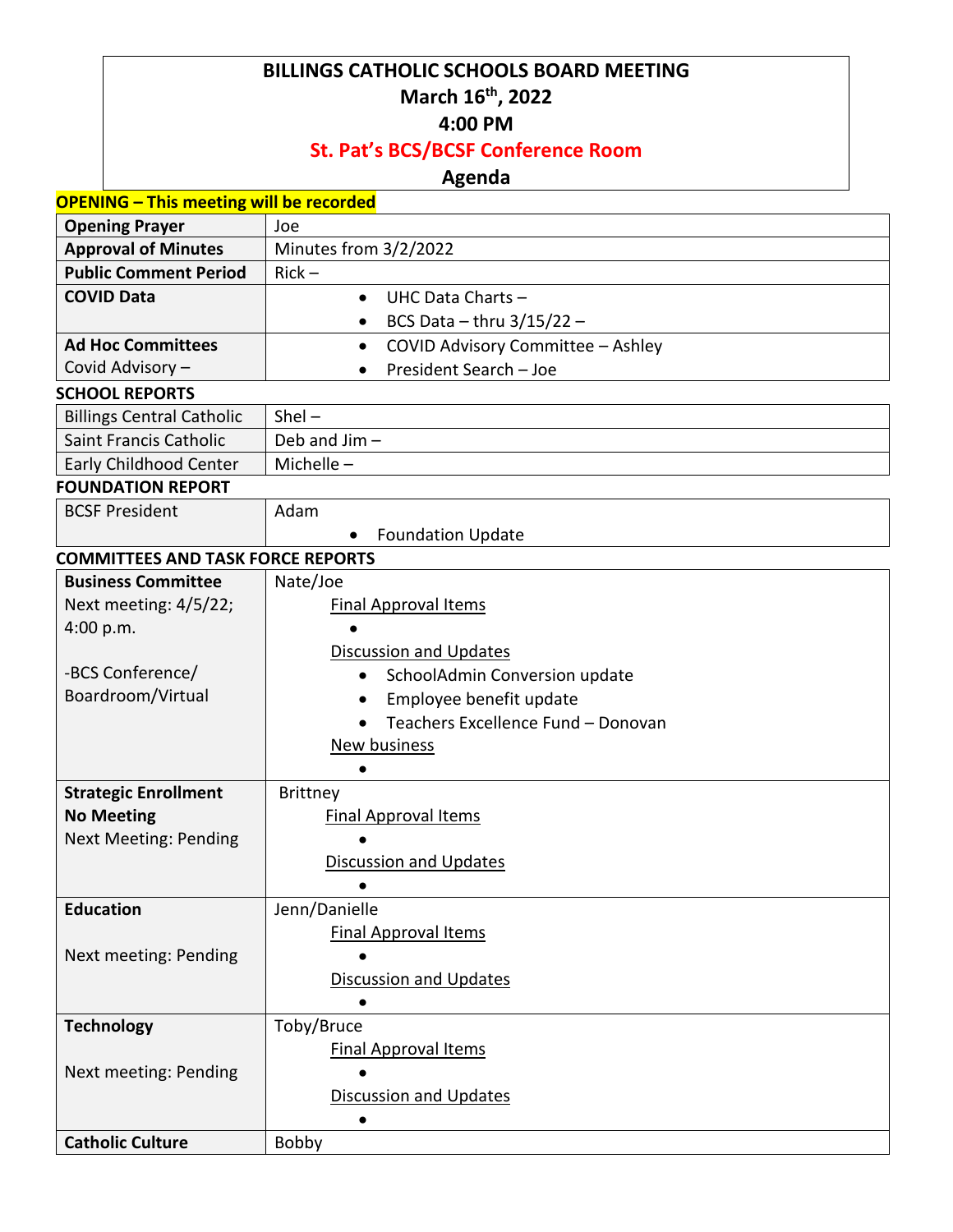# BILLINGS CATHOLIC SCHOOLS BOARD MEETING

**March 16th, 2022**

**4:00 PM**

**St. Pat's BCS/BCSF Conference Room**

**Agenda**

**OPENING – This meeting will be recorded**

| | |
|---|---|
| **Opening Prayer** | Joe |
| **Approval of Minutes** | Minutes from 3/2/2022 |
| **Public Comment Period** | Rick – |
| **COVID Data** | • UHC Data Charts –<br>• BCS Data – thru 3/15/22 – |
| **Ad Hoc Committees**<br>Covid Advisory – | • COVID Advisory Committee – Ashley<br>• President Search – Joe |

**SCHOOL REPORTS**

| | |
|---|---|
| Billings Central Catholic | Shel – |
| Saint Francis Catholic | Deb and Jim – |
| Early Childhood Center | Michelle – |

**FOUNDATION REPORT**

| | |
|---|---|
| BCSF President | Adam<br>• Foundation Update |

**COMMITTEES AND TASK FORCE REPORTS**

| | |
|---|---|
| **Business Committee**<br>Next meeting: 4/5/22; 4:00 p.m.<br><br>-BCS Conference/ Boardroom/Virtual | Nate/Joe<br>Final Approval Items<br>•<br>Discussion and Updates<br>• SchoolAdmin Conversion update<br>• Employee benefit update<br>• Teachers Excellence Fund – Donovan<br>New business<br>• |
| **Strategic Enrollment**<br>**No Meeting**<br>Next Meeting: Pending | Brittney<br>Final Approval Items<br>•<br>Discussion and Updates<br>• |
| **Education**<br><br>Next meeting: Pending | Jenn/Danielle<br>Final Approval Items<br>•<br>Discussion and Updates<br>• |
| **Technology**<br><br>Next meeting: Pending | Toby/Bruce<br>Final Approval Items<br>•<br>Discussion and Updates<br>• |
| **Catholic Culture** | Bobby |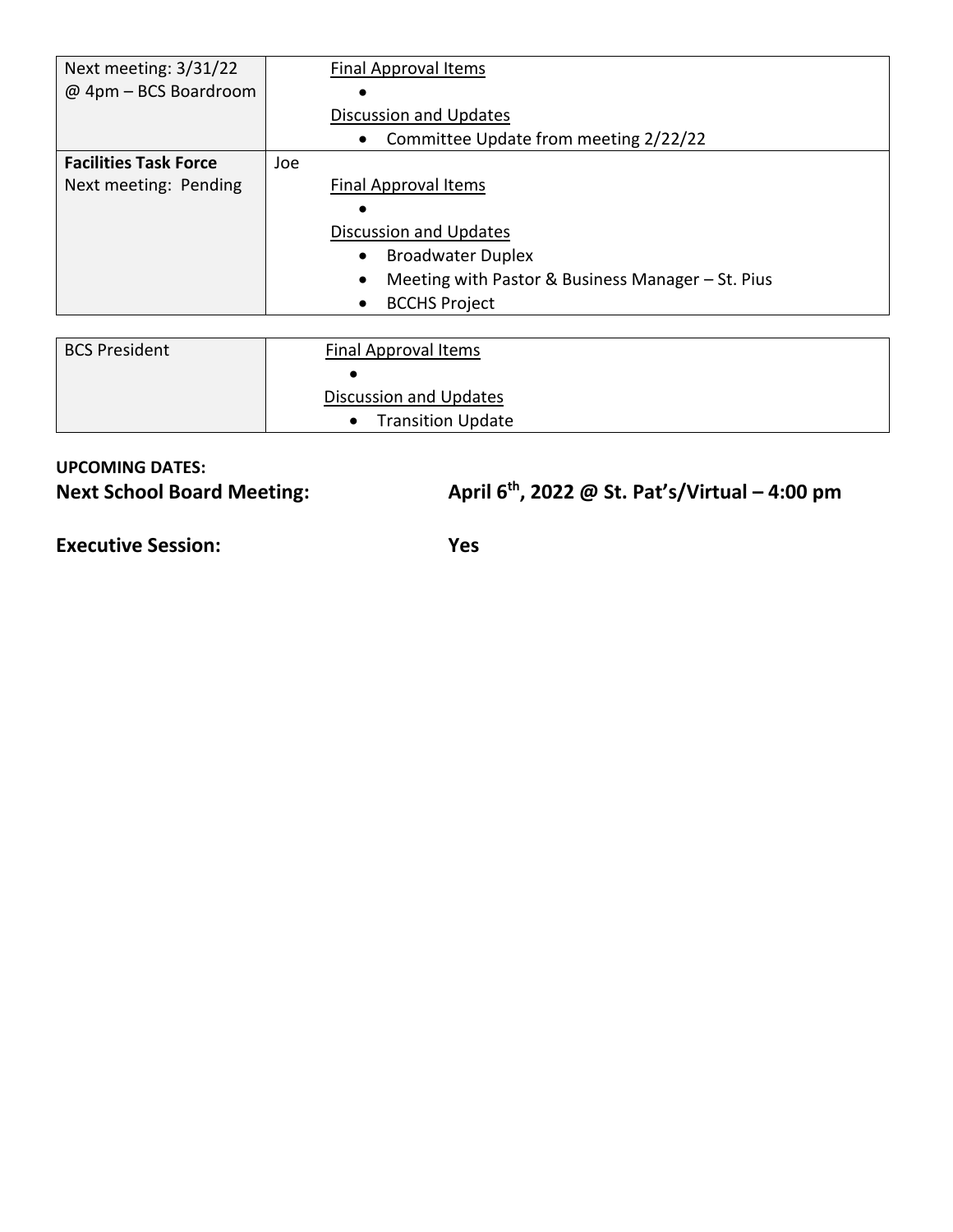| | |
|---|---|
| Next meeting: 3/31/22 @ 4pm – BCS Boardroom | Final Approval Items<br>•<br>Discussion and Updates<br>• Committee Update from meeting 2/22/22 |
| **Facilities Task Force**<br>Next meeting: Pending | Joe<br>Final Approval Items<br>•<br>Discussion and Updates<br>• Broadwater Duplex<br>• Meeting with Pastor & Business Manager – St. Pius<br>• BCCHS Project |

| | |
|---|---|
| BCS President | Final Approval Items<br>•<br>Discussion and Updates<br>• Transition Update |

**UPCOMING DATES:**

**Next School Board Meeting:** **April 6th, 2022 @ St. Pat's/Virtual – 4:00 pm**

**Executive Session:** **Yes**